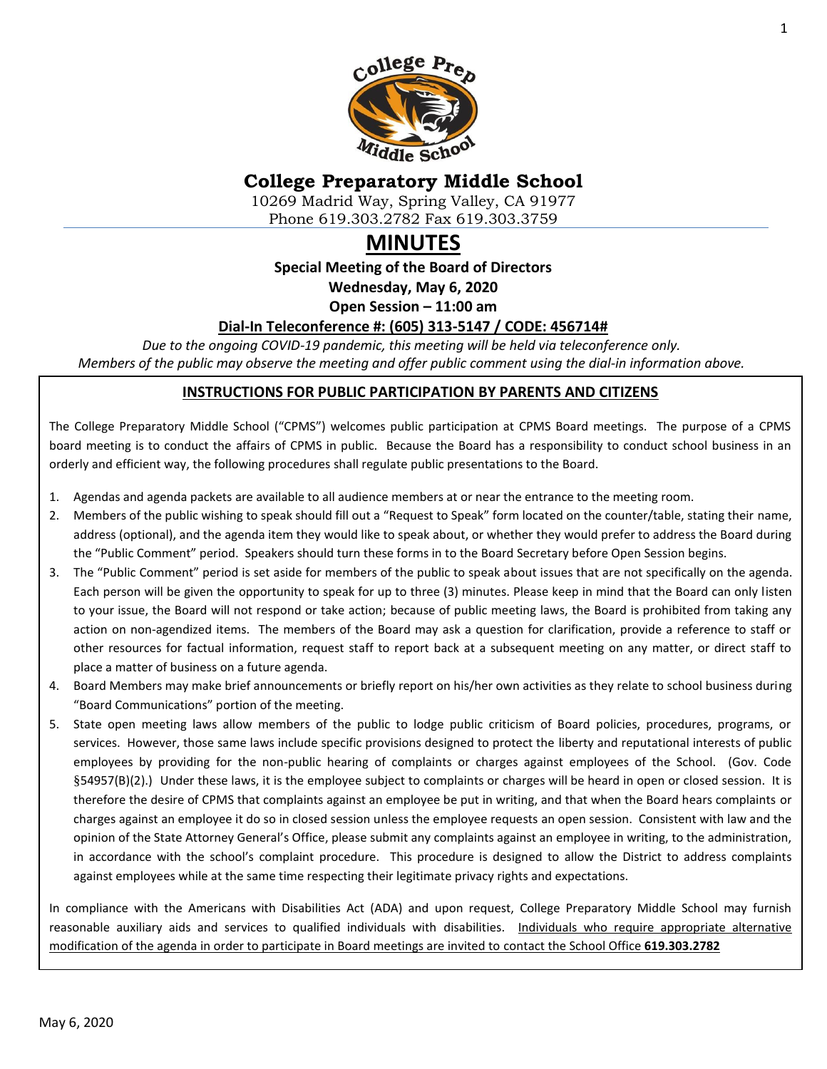# College Preparatory Middle School

10269 Madrid Way, Spring Valley, CA 91977
Phone 619.303.2782 Fax 619.303.3759

# MINUTES

**Special Meeting of the Board of Directors**

**Wednesday, May 6, 2020**

**Open Session – 11:00 am**

**Dial-In Teleconference #: (605) 313-5147 / CODE: 456714#**

*Due to the ongoing COVID-19 pandemic, this meeting will be held via teleconference only.*
*Members of the public may observe the meeting and offer public comment using the dial-in information above.*

## INSTRUCTIONS FOR PUBLIC PARTICIPATION BY PARENTS AND CITIZENS

The College Preparatory Middle School ("CPMS") welcomes public participation at CPMS Board meetings. The purpose of a CPMS board meeting is to conduct the affairs of CPMS in public. Because the Board has a responsibility to conduct school business in an orderly and efficient way, the following procedures shall regulate public presentations to the Board.

1. Agendas and agenda packets are available to all audience members at or near the entrance to the meeting room.
2. Members of the public wishing to speak should fill out a "Request to Speak" form located on the counter/table, stating their name, address (optional), and the agenda item they would like to speak about, or whether they would prefer to address the Board during the "Public Comment" period. Speakers should turn these forms in to the Board Secretary before Open Session begins.
3. The "Public Comment" period is set aside for members of the public to speak about issues that are not specifically on the agenda. Each person will be given the opportunity to speak for up to three (3) minutes. Please keep in mind that the Board can only listen to your issue, the Board will not respond or take action; because of public meeting laws, the Board is prohibited from taking any action on non-agendized items. The members of the Board may ask a question for clarification, provide a reference to staff or other resources for factual information, request staff to report back at a subsequent meeting on any matter, or direct staff to place a matter of business on a future agenda.
4. Board Members may make brief announcements or briefly report on his/her own activities as they relate to school business during "Board Communications" portion of the meeting.
5. State open meeting laws allow members of the public to lodge public criticism of Board policies, procedures, programs, or services. However, those same laws include specific provisions designed to protect the liberty and reputational interests of public employees by providing for the non-public hearing of complaints or charges against employees of the School. (Gov. Code §54957(B)(2).) Under these laws, it is the employee subject to complaints or charges will be heard in open or closed session. It is therefore the desire of CPMS that complaints against an employee be put in writing, and that when the Board hears complaints or charges against an employee it do so in closed session unless the employee requests an open session. Consistent with law and the opinion of the State Attorney General's Office, please submit any complaints against an employee in writing, to the administration, in accordance with the school's complaint procedure. This procedure is designed to allow the District to address complaints against employees while at the same time respecting their legitimate privacy rights and expectations.

In compliance with the Americans with Disabilities Act (ADA) and upon request, College Preparatory Middle School may furnish reasonable auxiliary aids and services to qualified individuals with disabilities. Individuals who require appropriate alternative modification of the agenda in order to participate in Board meetings are invited to contact the School Office **619.303.2782**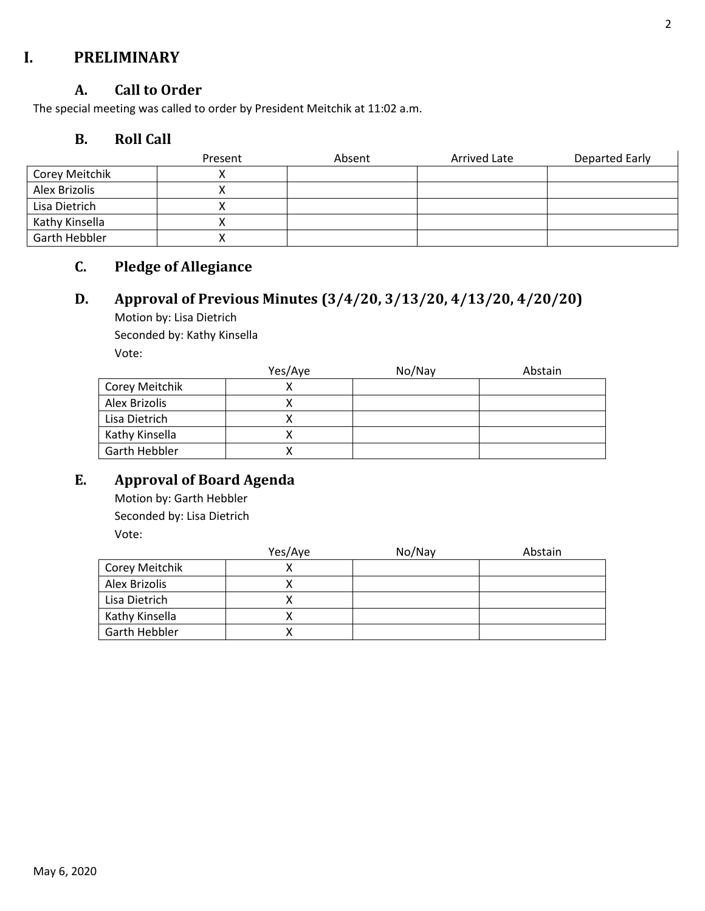# I. PRELIMINARY

## A. Call to Order

The special meeting was called to order by President Meitchik at 11:02 a.m.

## B. Roll Call

| | Present | Absent | Arrived Late | Departed Early |
|---|---|---|---|---|
| Corey Meitchik | X | | | |
| Alex Brizolis | X | | | |
| Lisa Dietrich | X | | | |
| Kathy Kinsella | X | | | |
| Garth Hebbler | X | | | |

## C. Pledge of Allegiance

## D. Approval of Previous Minutes (3/4/20, 3/13/20, 4/13/20, 4/20/20)

Motion by: Lisa Dietrich

Seconded by: Kathy Kinsella

Vote:

| | Yes/Aye | No/Nay | Abstain |
|---|---|---|---|
| Corey Meitchik | X | | |
| Alex Brizolis | X | | |
| Lisa Dietrich | X | | |
| Kathy Kinsella | X | | |
| Garth Hebbler | X | | |

## E. Approval of Board Agenda

Motion by: Garth Hebbler

Seconded by: Lisa Dietrich

Vote:

| | Yes/Aye | No/Nay | Abstain |
|---|---|---|---|
| Corey Meitchik | X | | |
| Alex Brizolis | X | | |
| Lisa Dietrich | X | | |
| Kathy Kinsella | X | | |
| Garth Hebbler | X | | |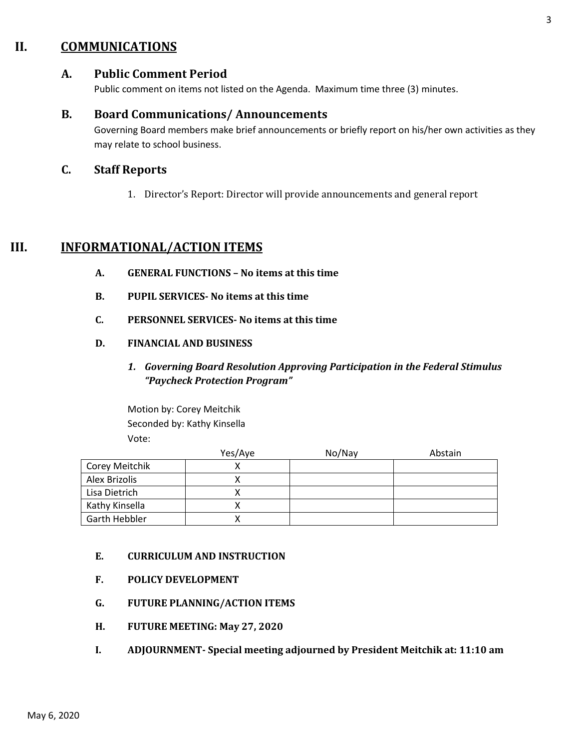## II. COMMUNICATIONS

### A. Public Comment Period

Public comment on items not listed on the Agenda. Maximum time three (3) minutes.

### B. Board Communications/ Announcements

Governing Board members make brief announcements or briefly report on his/her own activities as they may relate to school business.

### C. Staff Reports

1. Director's Report: Director will provide announcements and general report

## III. INFORMATIONAL/ACTION ITEMS

**A. GENERAL FUNCTIONS – No items at this time**

**B. PUPIL SERVICES- No items at this time**

**C. PERSONNEL SERVICES- No items at this time**

**D. FINANCIAL AND BUSINESS**

***1. Governing Board Resolution Approving Participation in the Federal Stimulus "Paycheck Protection Program"***

Motion by: Corey Meitchik
Seconded by: Kathy Kinsella
Vote:

| | Yes/Aye | No/Nay | Abstain |
|---|---|---|---|
| Corey Meitchik | X | | |
| Alex Brizolis | X | | |
| Lisa Dietrich | X | | |
| Kathy Kinsella | X | | |
| Garth Hebbler | X | | |

**E. CURRICULUM AND INSTRUCTION**

**F. POLICY DEVELOPMENT**

**G. FUTURE PLANNING/ACTION ITEMS**

**H. FUTURE MEETING: May 27, 2020**

**I. ADJOURNMENT- Special meeting adjourned by President Meitchik at: 11:10 am**

May 6, 2020